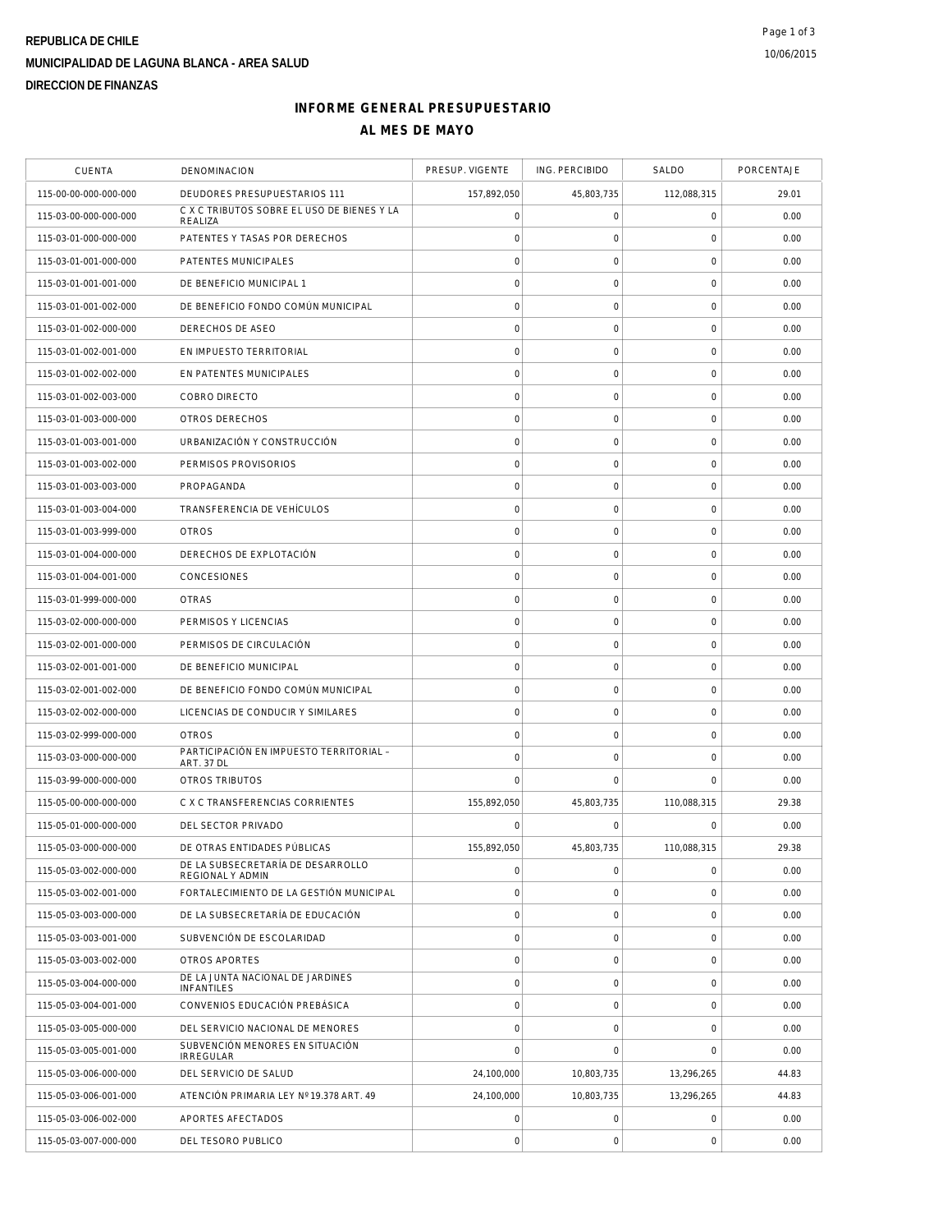**REPUBLICA DE CHILE**

**MUNICIPALIDAD DE LAGUNA BLANCA - AREA SALUD**

**DIRECCION DE FINANZAS**

10/06/2015

# INFORME GENERAL PRESUPUESTARIO

## AL MES DE MAYO

| CUENTA | DENOMINACION | PRESUP. VIGENTE | ING. PERCIBIDO | SALDO | PORCENTAJE |
|---|---|---|---|---|---|
| 115-00-00-000-000-000 | DEUDORES PRESUPUESTARIOS 111 | 157,892,050 | 45,803,735 | 112,088,315 | 29.01 |
| 115-03-00-000-000-000 | C X C TRIBUTOS SOBRE EL USO DE BIENES Y LA REALIZA | 0 | 0 | 0 | 0.00 |
| 115-03-01-000-000-000 | PATENTES Y TASAS POR DERECHOS | 0 | 0 | 0 | 0.00 |
| 115-03-01-001-000-000 | PATENTES MUNICIPALES | 0 | 0 | 0 | 0.00 |
| 115-03-01-001-001-000 | DE BENEFICIO MUNICIPAL 1 | 0 | 0 | 0 | 0.00 |
| 115-03-01-001-002-000 | DE BENEFICIO FONDO COMÚN MUNICIPAL | 0 | 0 | 0 | 0.00 |
| 115-03-01-002-000-000 | DERECHOS DE ASEO | 0 | 0 | 0 | 0.00 |
| 115-03-01-002-001-000 | EN IMPUESTO TERRITORIAL | 0 | 0 | 0 | 0.00 |
| 115-03-01-002-002-000 | EN PATENTES MUNICIPALES | 0 | 0 | 0 | 0.00 |
| 115-03-01-002-003-000 | COBRO DIRECTO | 0 | 0 | 0 | 0.00 |
| 115-03-01-003-000-000 | OTROS DERECHOS | 0 | 0 | 0 | 0.00 |
| 115-03-01-003-001-000 | URBANIZACIÓN Y CONSTRUCCIÓN | 0 | 0 | 0 | 0.00 |
| 115-03-01-003-002-000 | PERMISOS PROVISORIOS | 0 | 0 | 0 | 0.00 |
| 115-03-01-003-003-000 | PROPAGANDA | 0 | 0 | 0 | 0.00 |
| 115-03-01-003-004-000 | TRANSFERENCIA DE VEHÍCULOS | 0 | 0 | 0 | 0.00 |
| 115-03-01-003-999-000 | OTROS | 0 | 0 | 0 | 0.00 |
| 115-03-01-004-000-000 | DERECHOS DE EXPLOTACIÓN | 0 | 0 | 0 | 0.00 |
| 115-03-01-004-001-000 | CONCESIONES | 0 | 0 | 0 | 0.00 |
| 115-03-01-999-000-000 | OTRAS | 0 | 0 | 0 | 0.00 |
| 115-03-02-000-000-000 | PERMISOS Y LICENCIAS | 0 | 0 | 0 | 0.00 |
| 115-03-02-001-000-000 | PERMISOS DE CIRCULACIÓN | 0 | 0 | 0 | 0.00 |
| 115-03-02-001-001-000 | DE BENEFICIO MUNICIPAL | 0 | 0 | 0 | 0.00 |
| 115-03-02-001-002-000 | DE BENEFICIO FONDO COMÚN MUNICIPAL | 0 | 0 | 0 | 0.00 |
| 115-03-02-002-000-000 | LICENCIAS DE CONDUCIR Y SIMILARES | 0 | 0 | 0 | 0.00 |
| 115-03-02-999-000-000 | OTROS | 0 | 0 | 0 | 0.00 |
| 115-03-03-000-000-000 | PARTICIPACIÓN EN IMPUESTO TERRITORIAL – ART. 37 DL | 0 | 0 | 0 | 0.00 |
| 115-03-99-000-000-000 | OTROS TRIBUTOS | 0 | 0 | 0 | 0.00 |
| 115-05-00-000-000-000 | C X C TRANSFERENCIAS CORRIENTES | 155,892,050 | 45,803,735 | 110,088,315 | 29.38 |
| 115-05-01-000-000-000 | DEL SECTOR PRIVADO | 0 | 0 | 0 | 0.00 |
| 115-05-03-000-000-000 | DE OTRAS ENTIDADES PÚBLICAS | 155,892,050 | 45,803,735 | 110,088,315 | 29.38 |
| 115-05-03-002-000-000 | DE LA SUBSECRETARÍA DE DESARROLLO REGIONAL Y ADMIN | 0 | 0 | 0 | 0.00 |
| 115-05-03-002-001-000 | FORTALECIMIENTO DE LA GESTIÓN MUNICIPAL | 0 | 0 | 0 | 0.00 |
| 115-05-03-003-000-000 | DE LA SUBSECRETARÍA DE EDUCACIÓN | 0 | 0 | 0 | 0.00 |
| 115-05-03-003-001-000 | SUBVENCIÓN DE ESCOLARIDAD | 0 | 0 | 0 | 0.00 |
| 115-05-03-003-002-000 | OTROS APORTES | 0 | 0 | 0 | 0.00 |
| 115-05-03-004-000-000 | DE LA JUNTA NACIONAL DE JARDINES INFANTILES | 0 | 0 | 0 | 0.00 |
| 115-05-03-004-001-000 | CONVENIOS EDUCACIÓN PREBÁSICA | 0 | 0 | 0 | 0.00 |
| 115-05-03-005-000-000 | DEL SERVICIO NACIONAL DE MENORES | 0 | 0 | 0 | 0.00 |
| 115-05-03-005-001-000 | SUBVENCIÓN MENORES EN SITUACIÓN IRREGULAR | 0 | 0 | 0 | 0.00 |
| 115-05-03-006-000-000 | DEL SERVICIO DE SALUD | 24,100,000 | 10,803,735 | 13,296,265 | 44.83 |
| 115-05-03-006-001-000 | ATENCIÓN PRIMARIA LEY Nº 19.378 ART. 49 | 24,100,000 | 10,803,735 | 13,296,265 | 44.83 |
| 115-05-03-006-002-000 | APORTES AFECTADOS | 0 | 0 | 0 | 0.00 |
| 115-05-03-007-000-000 | DEL TESORO PUBLICO | 0 | 0 | 0 | 0.00 |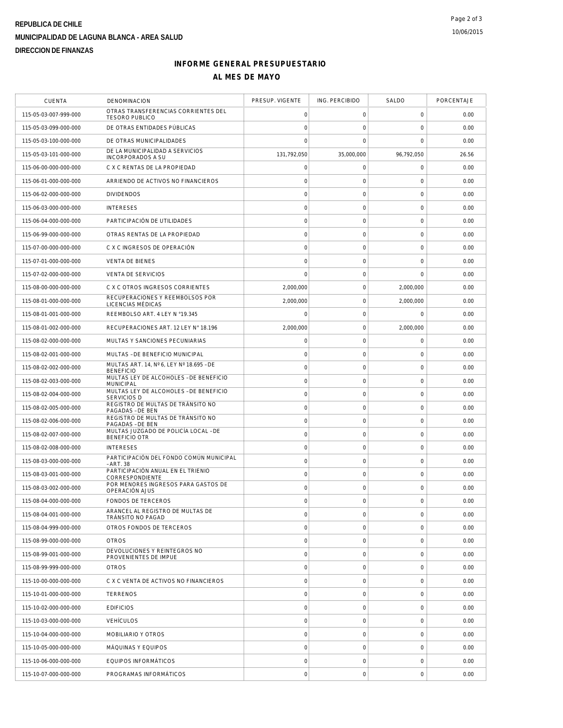**REPUBLICA DE CHILE**

**MUNICIPALIDAD DE LAGUNA BLANCA - AREA SALUD**

**DIRECCION DE FINANZAS**

10/06/2015

## INFORME GENERAL PRESUPUESTARIO

## AL MES DE MAYO

| CUENTA | DENOMINACION | PRESUP. VIGENTE | ING. PERCIBIDO | SALDO | PORCENTAJE |
|---|---|---|---|---|---|
| 115-05-03-007-999-000 | OTRAS TRANSFERENCIAS CORRIENTES DEL TESORO PUBLICO | 0 | 0 | 0 | 0.00 |
| 115-05-03-099-000-000 | DE OTRAS ENTIDADES PÚBLICAS | 0 | 0 | 0 | 0.00 |
| 115-05-03-100-000-000 | DE OTRAS MUNICIPALIDADES | 0 | 0 | 0 | 0.00 |
| 115-05-03-101-000-000 | DE LA MUNICIPALIDAD A SERVICIOS INCORPORADOS A SU | 131,792,050 | 35,000,000 | 96,792,050 | 26.56 |
| 115-06-00-000-000-000 | C X C RENTAS DE LA PROPIEDAD | 0 | 0 | 0 | 0.00 |
| 115-06-01-000-000-000 | ARRIENDO DE ACTIVOS NO FINANCIEROS | 0 | 0 | 0 | 0.00 |
| 115-06-02-000-000-000 | DIVIDENDOS | 0 | 0 | 0 | 0.00 |
| 115-06-03-000-000-000 | INTERESES | 0 | 0 | 0 | 0.00 |
| 115-06-04-000-000-000 | PARTICIPACIÓN DE UTILIDADES | 0 | 0 | 0 | 0.00 |
| 115-06-99-000-000-000 | OTRAS RENTAS DE LA PROPIEDAD | 0 | 0 | 0 | 0.00 |
| 115-07-00-000-000-000 | C X C INGRESOS DE OPERACIÓN | 0 | 0 | 0 | 0.00 |
| 115-07-01-000-000-000 | VENTA DE BIENES | 0 | 0 | 0 | 0.00 |
| 115-07-02-000-000-000 | VENTA DE SERVICIOS | 0 | 0 | 0 | 0.00 |
| 115-08-00-000-000-000 | C X C OTROS INGRESOS CORRIENTES | 2,000,000 | 0 | 2,000,000 | 0.00 |
| 115-08-01-000-000-000 | RECUPERACIONES Y REEMBOLSOS POR LICENCIAS MÉDICAS | 2,000,000 | 0 | 2,000,000 | 0.00 |
| 115-08-01-001-000-000 | REEMBOLSO ART. 4 LEY N °19.345 | 0 | 0 | 0 | 0.00 |
| 115-08-01-002-000-000 | RECUPERACIONES ART. 12 LEY N° 18.196 | 2,000,000 | 0 | 2,000,000 | 0.00 |
| 115-08-02-000-000-000 | MULTAS Y SANCIONES PECUNIARIAS | 0 | 0 | 0 | 0.00 |
| 115-08-02-001-000-000 | MULTAS –DE BENEFICIO MUNICIPAL | 0 | 0 | 0 | 0.00 |
| 115-08-02-002-000-000 | MULTAS ART. 14, Nº 6, LEY Nº 18.695 –DE BENEFICIO | 0 | 0 | 0 | 0.00 |
| 115-08-02-003-000-000 | MULTAS LEY DE ALCOHOLES –DE BENEFICIO MUNICIPAL | 0 | 0 | 0 | 0.00 |
| 115-08-02-004-000-000 | MULTAS LEY DE ALCOHOLES –DE BENEFICIO SERVICIOS D | 0 | 0 | 0 | 0.00 |
| 115-08-02-005-000-000 | REGISTRO DE MULTAS DE TRÁNSITO NO PAGADAS –DE BEN | 0 | 0 | 0 | 0.00 |
| 115-08-02-006-000-000 | REGISTRO DE MULTAS DE TRÁNSITO NO PAGADAS –DE BEN | 0 | 0 | 0 | 0.00 |
| 115-08-02-007-000-000 | MULTAS JUZGADO DE POLICÍA LOCAL –DE BENEFICIO OTR | 0 | 0 | 0 | 0.00 |
| 115-08-02-008-000-000 | INTERESES | 0 | 0 | 0 | 0.00 |
| 115-08-03-000-000-000 | PARTICIPACIÓN DEL FONDO COMÚN MUNICIPAL –ART. 38 | 0 | 0 | 0 | 0.00 |
| 115-08-03-001-000-000 | PARTICIPACIÓN ANUAL EN EL TRIENIO CORRESPONDIENTE | 0 | 0 | 0 | 0.00 |
| 115-08-03-002-000-000 | POR MENORES INGRESOS PARA GASTOS DE OPERACIÓN AJUS | 0 | 0 | 0 | 0.00 |
| 115-08-04-000-000-000 | FONDOS DE TERCEROS | 0 | 0 | 0 | 0.00 |
| 115-08-04-001-000-000 | ARANCEL AL REGISTRO DE MULTAS DE TRÁNSITO NO PAGAD | 0 | 0 | 0 | 0.00 |
| 115-08-04-999-000-000 | OTROS FONDOS DE TERCEROS | 0 | 0 | 0 | 0.00 |
| 115-08-99-000-000-000 | OTROS | 0 | 0 | 0 | 0.00 |
| 115-08-99-001-000-000 | DEVOLUCIONES Y REINTEGROS NO PROVENIENTES DE IMPUE | 0 | 0 | 0 | 0.00 |
| 115-08-99-999-000-000 | OTROS | 0 | 0 | 0 | 0.00 |
| 115-10-00-000-000-000 | C X C VENTA DE ACTIVOS NO FINANCIEROS | 0 | 0 | 0 | 0.00 |
| 115-10-01-000-000-000 | TERRENOS | 0 | 0 | 0 | 0.00 |
| 115-10-02-000-000-000 | EDIFICIOS | 0 | 0 | 0 | 0.00 |
| 115-10-03-000-000-000 | VEHÍCULOS | 0 | 0 | 0 | 0.00 |
| 115-10-04-000-000-000 | MOBILIARIO Y OTROS | 0 | 0 | 0 | 0.00 |
| 115-10-05-000-000-000 | MÁQUINAS Y EQUIPOS | 0 | 0 | 0 | 0.00 |
| 115-10-06-000-000-000 | EQUIPOS INFORMÁTICOS | 0 | 0 | 0 | 0.00 |
| 115-10-07-000-000-000 | PROGRAMAS INFORMÁTICOS | 0 | 0 | 0 | 0.00 |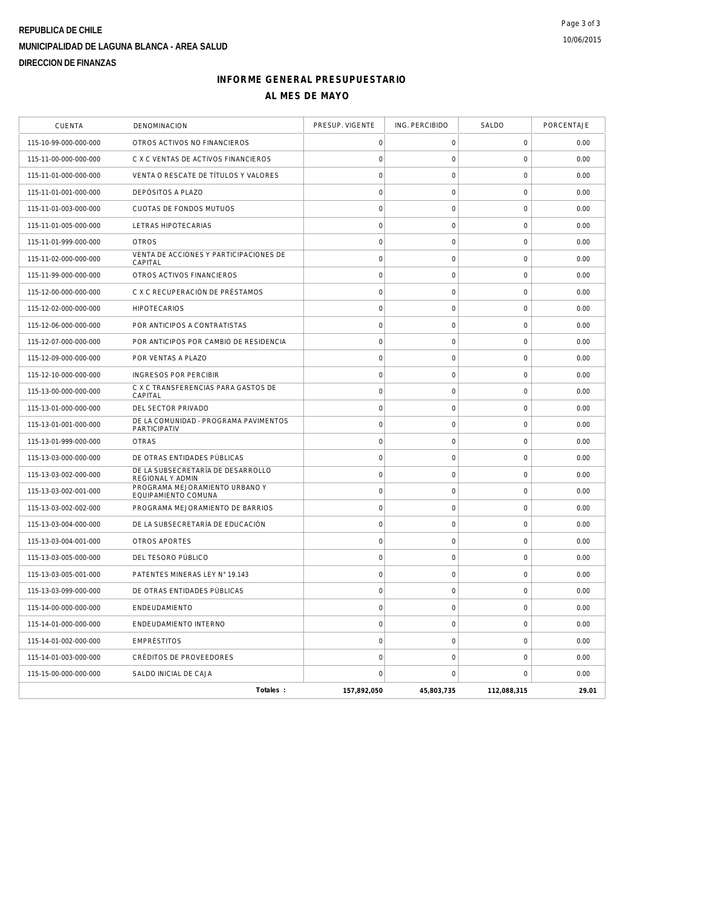**REPUBLICA DE CHILE**

**MUNICIPALIDAD DE LAGUNA BLANCA - AREA SALUD**

**DIRECCION DE FINANZAS**

10/06/2015

## INFORME GENERAL PRESUPUESTARIO

## AL MES DE MAYO

| CUENTA | DENOMINACION | PRESUP. VIGENTE | ING. PERCIBIDO | SALDO | PORCENTAJE |
|---|---|---|---|---|---|
| 115-10-99-000-000-000 | OTROS ACTIVOS NO FINANCIEROS | 0 | 0 | 0 | 0.00 |
| 115-11-00-000-000-000 | C X C VENTAS DE ACTIVOS FINANCIEROS | 0 | 0 | 0 | 0.00 |
| 115-11-01-000-000-000 | VENTA O RESCATE DE TÍTULOS Y VALORES | 0 | 0 | 0 | 0.00 |
| 115-11-01-001-000-000 | DEPÓSITOS A PLAZO | 0 | 0 | 0 | 0.00 |
| 115-11-01-003-000-000 | CUOTAS DE FONDOS MUTUOS | 0 | 0 | 0 | 0.00 |
| 115-11-01-005-000-000 | LETRAS HIPOTECARIAS | 0 | 0 | 0 | 0.00 |
| 115-11-01-999-000-000 | OTROS | 0 | 0 | 0 | 0.00 |
| 115-11-02-000-000-000 | VENTA DE ACCIONES Y PARTICIPACIONES DE CAPITAL | 0 | 0 | 0 | 0.00 |
| 115-11-99-000-000-000 | OTROS ACTIVOS FINANCIEROS | 0 | 0 | 0 | 0.00 |
| 115-12-00-000-000-000 | C X C RECUPERACIÓN DE PRÉSTAMOS | 0 | 0 | 0 | 0.00 |
| 115-12-02-000-000-000 | HIPOTECARIOS | 0 | 0 | 0 | 0.00 |
| 115-12-06-000-000-000 | POR ANTICIPOS A CONTRATISTAS | 0 | 0 | 0 | 0.00 |
| 115-12-07-000-000-000 | POR ANTICIPOS POR CAMBIO DE RESIDENCIA | 0 | 0 | 0 | 0.00 |
| 115-12-09-000-000-000 | POR VENTAS A PLAZO | 0 | 0 | 0 | 0.00 |
| 115-12-10-000-000-000 | INGRESOS POR PERCIBIR | 0 | 0 | 0 | 0.00 |
| 115-13-00-000-000-000 | C X C TRANSFERENCIAS PARA GASTOS DE CAPITAL | 0 | 0 | 0 | 0.00 |
| 115-13-01-000-000-000 | DEL SECTOR PRIVADO | 0 | 0 | 0 | 0.00 |
| 115-13-01-001-000-000 | DE LA COMUNIDAD - PROGRAMA PAVIMENTOS PARTICIPATIV | 0 | 0 | 0 | 0.00 |
| 115-13-01-999-000-000 | OTRAS | 0 | 0 | 0 | 0.00 |
| 115-13-03-000-000-000 | DE OTRAS ENTIDADES PÚBLICAS | 0 | 0 | 0 | 0.00 |
| 115-13-03-002-000-000 | DE LA SUBSECRETARÍA DE DESARROLLO REGIONAL Y ADMIN | 0 | 0 | 0 | 0.00 |
| 115-13-03-002-001-000 | PROGRAMA MEJORAMIENTO URBANO Y EQUIPAMIENTO COMUNA | 0 | 0 | 0 | 0.00 |
| 115-13-03-002-002-000 | PROGRAMA MEJORAMIENTO DE BARRIOS | 0 | 0 | 0 | 0.00 |
| 115-13-03-004-000-000 | DE LA SUBSECRETARÍA DE EDUCACIÓN | 0 | 0 | 0 | 0.00 |
| 115-13-03-004-001-000 | OTROS APORTES | 0 | 0 | 0 | 0.00 |
| 115-13-03-005-000-000 | DEL TESORO PÚBLICO | 0 | 0 | 0 | 0.00 |
| 115-13-03-005-001-000 | PATENTES MINERAS LEY N° 19.143 | 0 | 0 | 0 | 0.00 |
| 115-13-03-099-000-000 | DE OTRAS ENTIDADES PÚBLICAS | 0 | 0 | 0 | 0.00 |
| 115-14-00-000-000-000 | ENDEUDAMIENTO | 0 | 0 | 0 | 0.00 |
| 115-14-01-000-000-000 | ENDEUDAMIENTO INTERNO | 0 | 0 | 0 | 0.00 |
| 115-14-01-002-000-000 | EMPRÉSTITOS | 0 | 0 | 0 | 0.00 |
| 115-14-01-003-000-000 | CRÉDITOS DE PROVEEDORES | 0 | 0 | 0 | 0.00 |
| 115-15-00-000-000-000 | SALDO INICIAL DE CAJA | 0 | 0 | 0 | 0.00 |
| | **Totales :** | **157,892,050** | **45,803,735** | **112,088,315** | **29.01** |